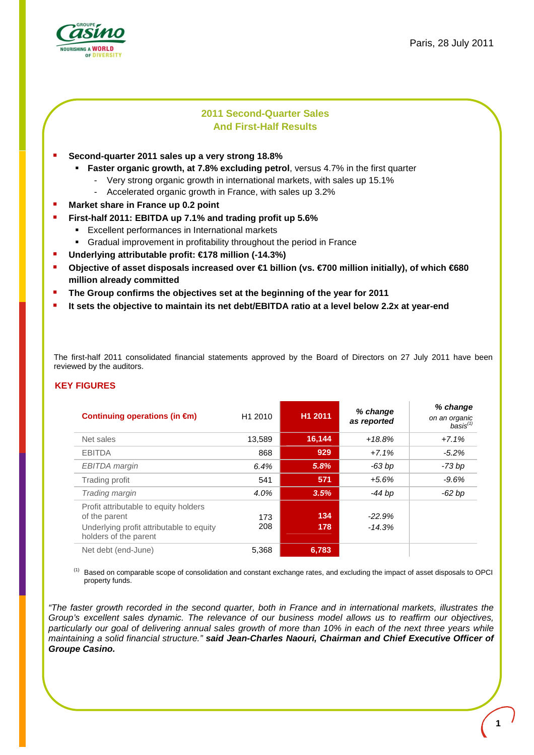Paris, 28 July 2011

## 2011 Second-Quarter Sales And First-Half Results

- **Second-quarter 2011 sales up a very strong 18.8%**
  - **Faster organic growth, at 7.8% excluding petrol**, versus 4.7% in the first quarter
    - Very strong organic growth in international markets, with sales up 15.1%
    - Accelerated organic growth in France, with sales up 3.2%
- **Market share in France up 0.2 point**
- **First-half 2011: EBITDA up 7.1% and trading profit up 5.6%**
  - Excellent performances in International markets
  - Gradual improvement in profitability throughout the period in France
- **Underlying attributable profit: €178 million (-14.3%)**
- **Objective of asset disposals increased over €1 billion (vs. €700 million initially), of which €680 million already committed**
- **The Group confirms the objectives set at the beginning of the year for 2011**
- **It sets the objective to maintain its net debt/EBITDA ratio at a level below 2.2x at year-end**

The first-half 2011 consolidated financial statements approved by the Board of Directors on 27 July 2011 have been reviewed by the auditors.

## KEY FIGURES

| Continuing operations (in €m) | H1 2010 | H1 2011 | % change as reported | % change on an organic basis[1] |
|---|---|---|---|---|
| Net sales | 13,589 | **16,144** | *+18.8%* | *+7.1%* |
| EBITDA | 868 | **929** | *+7.1%* | *-5.2%* |
| *EBITDA margin* | *6.4%* | ***5.8%*** | *-63 bp* | *-73 bp* |
| Trading profit | 541 | **571** | *+5.6%* | *-9.6%* |
| *Trading margin* | *4.0%* | ***3.5%*** | *-44 bp* | *-62 bp* |
| Profit attributable to equity holders of the parent | 173 | **134** | *-22.9%* | |
| Underlying profit attributable to equity holders of the parent | 208 | **178** | *-14.3%* | |
| Net debt (end-June) | 5,368 | **6,783** | | |

[1] Based on comparable scope of consolidation and constant exchange rates, and excluding the impact of asset disposals to OPCI property funds.

*"The faster growth recorded in the second quarter, both in France and in international markets, illustrates the Group's excellent sales dynamic. The relevance of our business model allows us to reaffirm our objectives, particularly our goal of delivering annual sales growth of more than 10% in each of the next three years while maintaining a solid financial structure."* ***said Jean-Charles Naouri, Chairman and Chief Executive Officer of Groupe Casino.***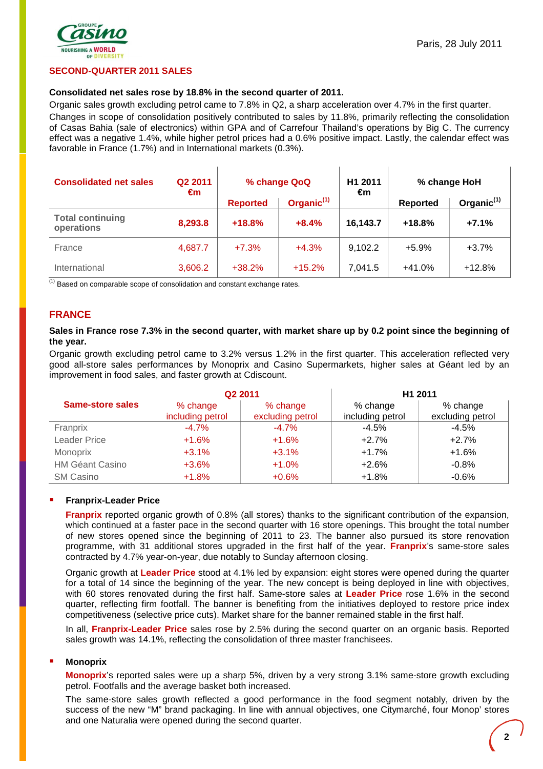Paris, 28 July 2011

## SECOND-QUARTER 2011 SALES

**Consolidated net sales rose by 18.8% in the second quarter of 2011.**

Organic sales growth excluding petrol came to 7.8% in Q2, a sharp acceleration over 4.7% in the first quarter.

Changes in scope of consolidation positively contributed to sales by 11.8%, primarily reflecting the consolidation of Casas Bahia (sale of electronics) within GPA and of Carrefour Thailand's operations by Big C. The currency effect was a negative 1.4%, while higher petrol prices had a 0.6% positive impact. Lastly, the calendar effect was favorable in France (1.7%) and in International markets (0.3%).

| Consolidated net sales | Q2 2011 €m | % change QoQ | | H1 2011 €m | % change HoH | |
|---|---|---|---|---|---|---|
| | | Reported | Organic[1] | | Reported | Organic[1] |
| **Total continuing operations** | **8,293.8** | **+18.8%** | **+8.4%** | **16,143.7** | **+18.8%** | **+7.1%** |
| France | 4,687.7 | +7.3% | +4.3% | 9,102.2 | +5.9% | +3.7% |
| International | 3,606.2 | +38.2% | +15.2% | 7,041.5 | +41.0% | +12.8% |

[1] Based on comparable scope of consolidation and constant exchange rates.

## FRANCE

**Sales in France rose 7.3% in the second quarter, with market share up by 0.2 point since the beginning of the year.**

Organic growth excluding petrol came to 3.2% versus 1.2% in the first quarter. This acceleration reflected very good all-store sales performances by Monoprix and Casino Supermarkets, higher sales at Géant led by an improvement in food sales, and faster growth at Cdiscount.

| Same-store sales | Q2 2011 | | H1 2011 | |
|---|---|---|---|---|
| | % change including petrol | % change excluding petrol | % change including petrol | % change excluding petrol |
| Franprix | -4.7% | -4.7% | -4.5% | -4.5% |
| Leader Price | +1.6% | +1.6% | +2.7% | +2.7% |
| Monoprix | +3.1% | +3.1% | +1.7% | +1.6% |
| HM Géant Casino | +3.6% | +1.0% | +2.6% | -0.8% |
| SM Casino | +1.8% | +0.6% | +1.8% | -0.6% |

- **Franprix-Leader Price**

  **Franprix** reported organic growth of 0.8% (all stores) thanks to the significant contribution of the expansion, which continued at a faster pace in the second quarter with 16 store openings. This brought the total number of new stores opened since the beginning of 2011 to 23. The banner also pursued its store renovation programme, with 31 additional stores upgraded in the first half of the year. **Franprix**'s same-store sales contracted by 4.7% year-on-year, due notably to Sunday afternoon closing.

  Organic growth at **Leader Price** stood at 4.1% led by expansion: eight stores were opened during the quarter for a total of 14 since the beginning of the year. The new concept is being deployed in line with objectives, with 60 stores renovated during the first half. Same-store sales at **Leader Price** rose 1.6% in the second quarter, reflecting firm footfall. The banner is benefiting from the initiatives deployed to restore price index competitiveness (selective price cuts). Market share for the banner remained stable in the first half.

  In all, **Franprix-Leader Price** sales rose by 2.5% during the second quarter on an organic basis. Reported sales growth was 14.1%, reflecting the consolidation of three master franchisees.

- **Monoprix**

  **Monoprix**'s reported sales were up a sharp 5%, driven by a very strong 3.1% same-store growth excluding petrol. Footfalls and the average basket both increased.

  The same-store sales growth reflected a good performance in the food segment notably, driven by the success of the new "M" brand packaging. In line with annual objectives, one Citymarché, four Monop' stores and one Naturalia were opened during the second quarter.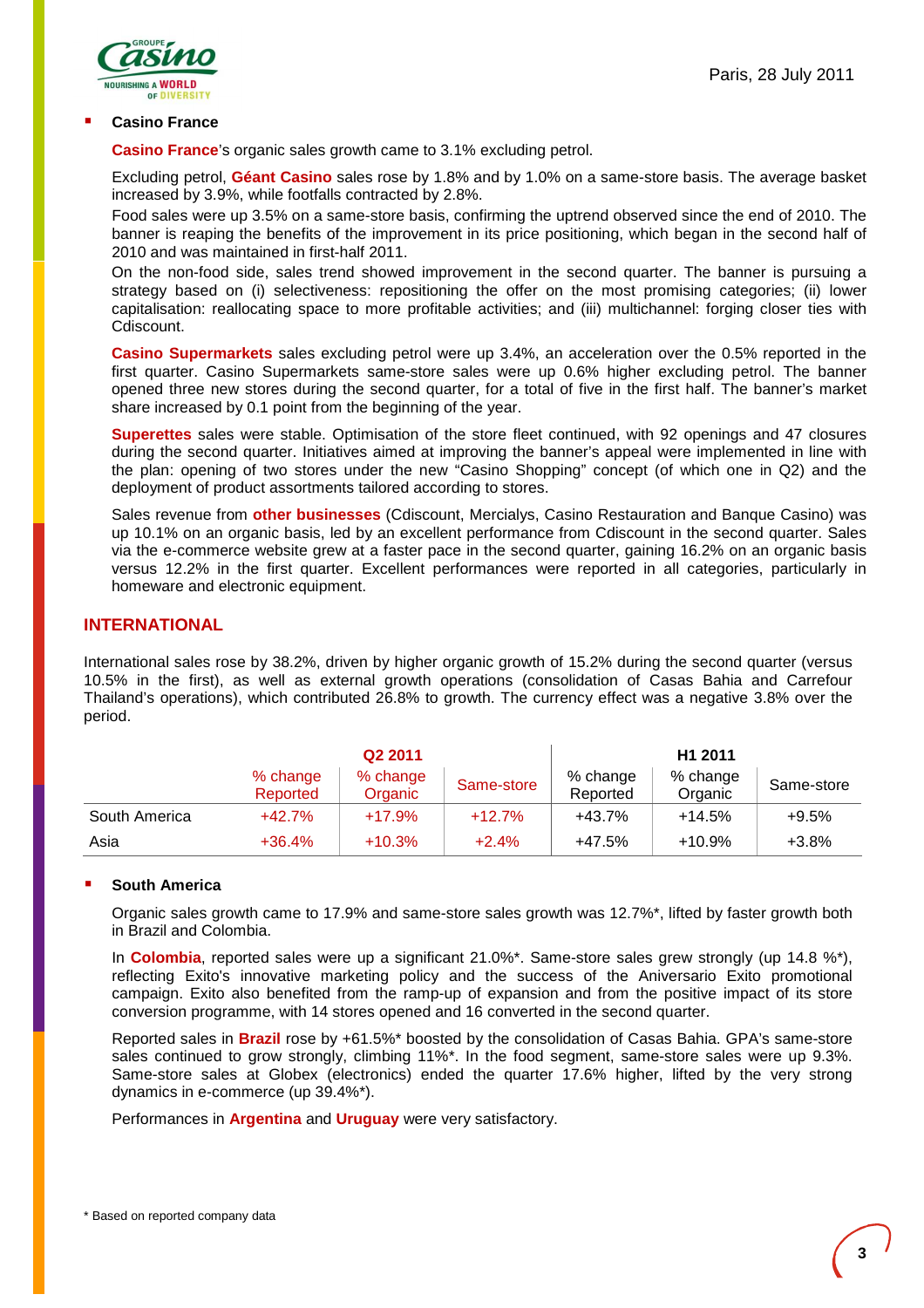- **Casino France**

  **Casino France**'s organic sales growth came to 3.1% excluding petrol.

  Excluding petrol, **Géant Casino** sales rose by 1.8% and by 1.0% on a same-store basis. The average basket increased by 3.9%, while footfalls contracted by 2.8%.

  Food sales were up 3.5% on a same-store basis, confirming the uptrend observed since the end of 2010. The banner is reaping the benefits of the improvement in its price positioning, which began in the second half of 2010 and was maintained in first-half 2011.

  On the non-food side, sales trend showed improvement in the second quarter. The banner is pursuing a strategy based on (i) selectiveness: repositioning the offer on the most promising categories; (ii) lower capitalisation: reallocating space to more profitable activities; and (iii) multichannel: forging closer ties with Cdiscount.

  **Casino Supermarkets** sales excluding petrol were up 3.4%, an acceleration over the 0.5% reported in the first quarter. Casino Supermarkets same-store sales were up 0.6% higher excluding petrol. The banner opened three new stores during the second quarter, for a total of five in the first half. The banner's market share increased by 0.1 point from the beginning of the year.

  **Superettes** sales were stable. Optimisation of the store fleet continued, with 92 openings and 47 closures during the second quarter. Initiatives aimed at improving the banner's appeal were implemented in line with the plan: opening of two stores under the new "Casino Shopping" concept (of which one in Q2) and the deployment of product assortments tailored according to stores.

  Sales revenue from **other businesses** (Cdiscount, Mercialys, Casino Restauration and Banque Casino) was up 10.1% on an organic basis, led by an excellent performance from Cdiscount in the second quarter. Sales via the e-commerce website grew at a faster pace in the second quarter, gaining 16.2% on an organic basis versus 12.2% in the first quarter. Excellent performances were reported in all categories, particularly in homeware and electronic equipment.

## INTERNATIONAL

International sales rose by 38.2%, driven by higher organic growth of 15.2% during the second quarter (versus 10.5% in the first), as well as external growth operations (consolidation of Casas Bahia and Carrefour Thailand's operations), which contributed 26.8% to growth. The currency effect was a negative 3.8% over the period.

| | Q2 2011 | | | H1 2011 | | |
|---|---|---|---|---|---|---|
| | % change Reported | % change Organic | Same-store | % change Reported | % change Organic | Same-store |
| South America | +42.7% | +17.9% | +12.7% | +43.7% | +14.5% | +9.5% |
| Asia | +36.4% | +10.3% | +2.4% | +47.5% | +10.9% | +3.8% |

- **South America**

  Organic sales growth came to 17.9% and same-store sales growth was 12.7%*, lifted by faster growth both in Brazil and Colombia.

  In **Colombia**, reported sales were up a significant 21.0%*. Same-store sales grew strongly (up 14.8 %*), reflecting Exito's innovative marketing policy and the success of the Aniversario Exito promotional campaign. Exito also benefited from the ramp-up of expansion and from the positive impact of its store conversion programme, with 14 stores opened and 16 converted in the second quarter.

  Reported sales in **Brazil** rose by +61.5%* boosted by the consolidation of Casas Bahia. GPA's same-store sales continued to grow strongly, climbing 11%*. In the food segment, same-store sales were up 9.3%. Same-store sales at Globex (electronics) ended the quarter 17.6% higher, lifted by the very strong dynamics in e-commerce (up 39.4%*).

  Performances in **Argentina** and **Uruguay** were very satisfactory.

\* Based on reported company data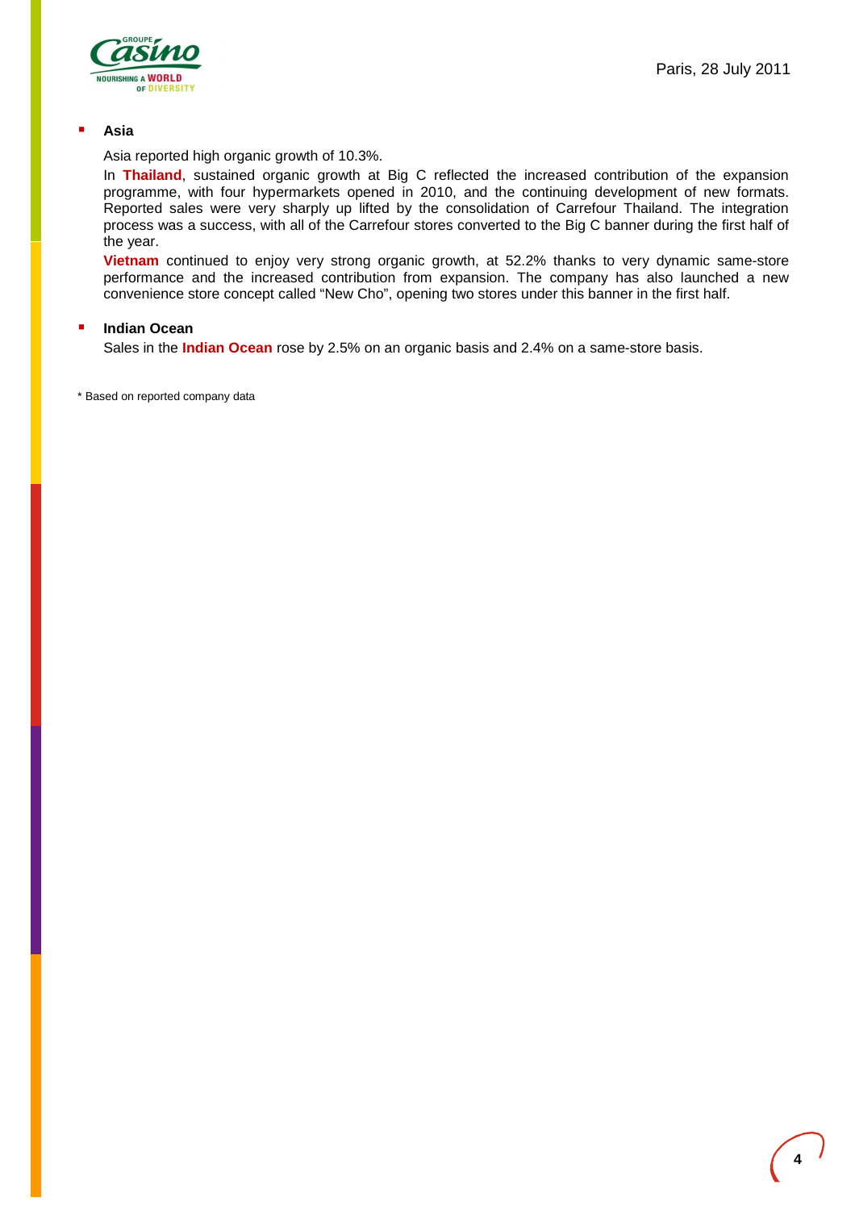- **Asia**

  Asia reported high organic growth of 10.3%.

  In **Thailand**, sustained organic growth at Big C reflected the increased contribution of the expansion programme, with four hypermarkets opened in 2010, and the continuing development of new formats. Reported sales were very sharply up lifted by the consolidation of Carrefour Thailand. The integration process was a success, with all of the Carrefour stores converted to the Big C banner during the first half of the year.

  **Vietnam** continued to enjoy very strong organic growth, at 52.2% thanks to very dynamic same-store performance and the increased contribution from expansion. The company has also launched a new convenience store concept called "New Cho", opening two stores under this banner in the first half.

- **Indian Ocean**

  Sales in the **Indian Ocean** rose by 2.5% on an organic basis and 2.4% on a same-store basis.

\* Based on reported company data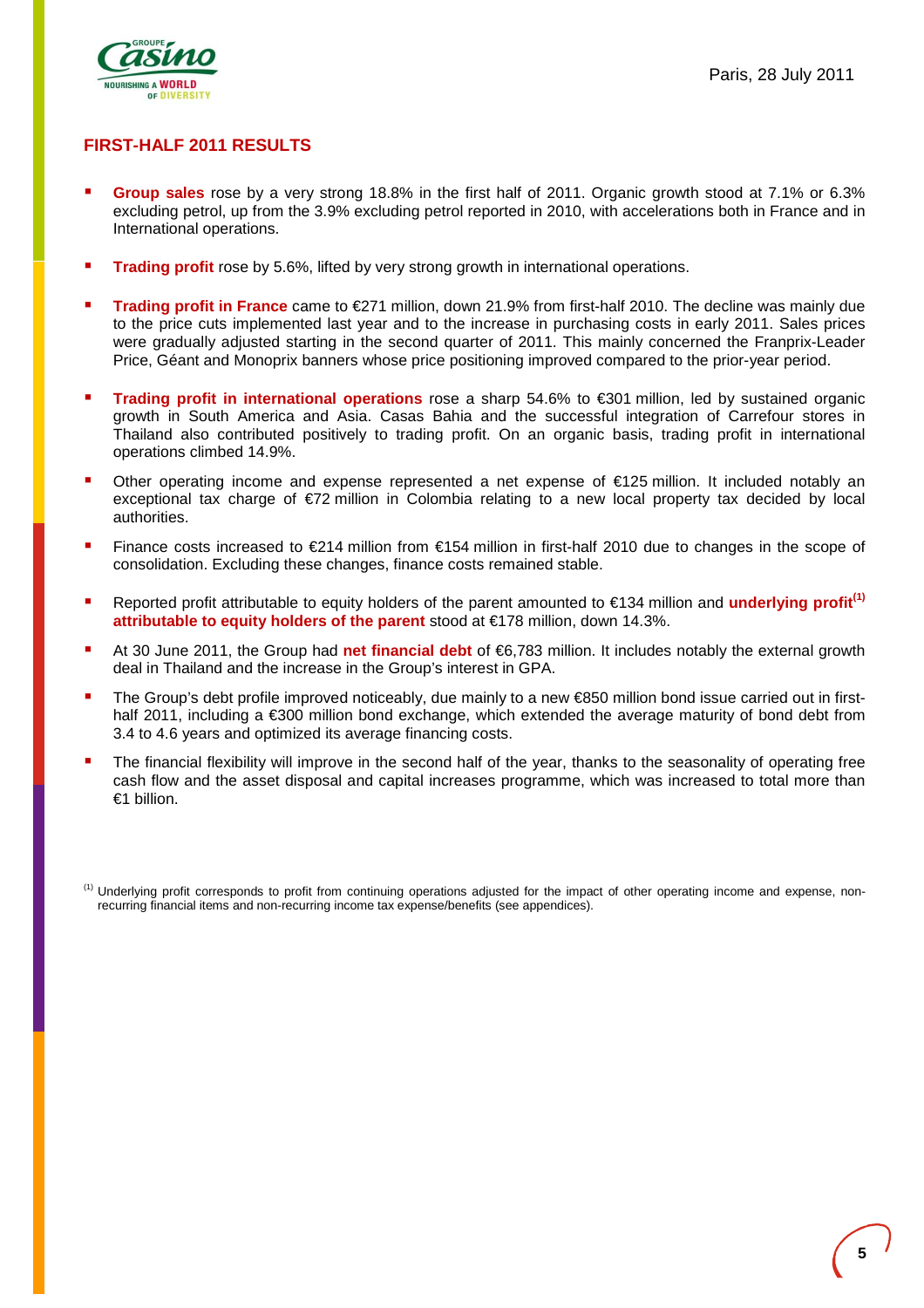Paris, 28 July 2011

## FIRST-HALF 2011 RESULTS

- **Group sales** rose by a very strong 18.8% in the first half of 2011. Organic growth stood at 7.1% or 6.3% excluding petrol, up from the 3.9% excluding petrol reported in 2010, with accelerations both in France and in International operations.
- **Trading profit** rose by 5.6%, lifted by very strong growth in international operations.
- **Trading profit in France** came to €271 million, down 21.9% from first-half 2010. The decline was mainly due to the price cuts implemented last year and to the increase in purchasing costs in early 2011. Sales prices were gradually adjusted starting in the second quarter of 2011. This mainly concerned the Franprix-Leader Price, Géant and Monoprix banners whose price positioning improved compared to the prior-year period.
- **Trading profit in international operations** rose a sharp 54.6% to €301 million, led by sustained organic growth in South America and Asia. Casas Bahia and the successful integration of Carrefour stores in Thailand also contributed positively to trading profit. On an organic basis, trading profit in international operations climbed 14.9%.
- Other operating income and expense represented a net expense of €125 million. It included notably an exceptional tax charge of €72 million in Colombia relating to a new local property tax decided by local authorities.
- Finance costs increased to €214 million from €154 million in first-half 2010 due to changes in the scope of consolidation. Excluding these changes, finance costs remained stable.
- Reported profit attributable to equity holders of the parent amounted to €134 million and **underlying profit[1] attributable to equity holders of the parent** stood at €178 million, down 14.3%.
- At 30 June 2011, the Group had **net financial debt** of €6,783 million. It includes notably the external growth deal in Thailand and the increase in the Group's interest in GPA.
- The Group's debt profile improved noticeably, due mainly to a new €850 million bond issue carried out in first-half 2011, including a €300 million bond exchange, which extended the average maturity of bond debt from 3.4 to 4.6 years and optimized its average financing costs.
- The financial flexibility will improve in the second half of the year, thanks to the seasonality of operating free cash flow and the asset disposal and capital increases programme, which was increased to total more than €1 billion.

[1] Underlying profit corresponds to profit from continuing operations adjusted for the impact of other operating income and expense, non-recurring financial items and non-recurring income tax expense/benefits (see appendices).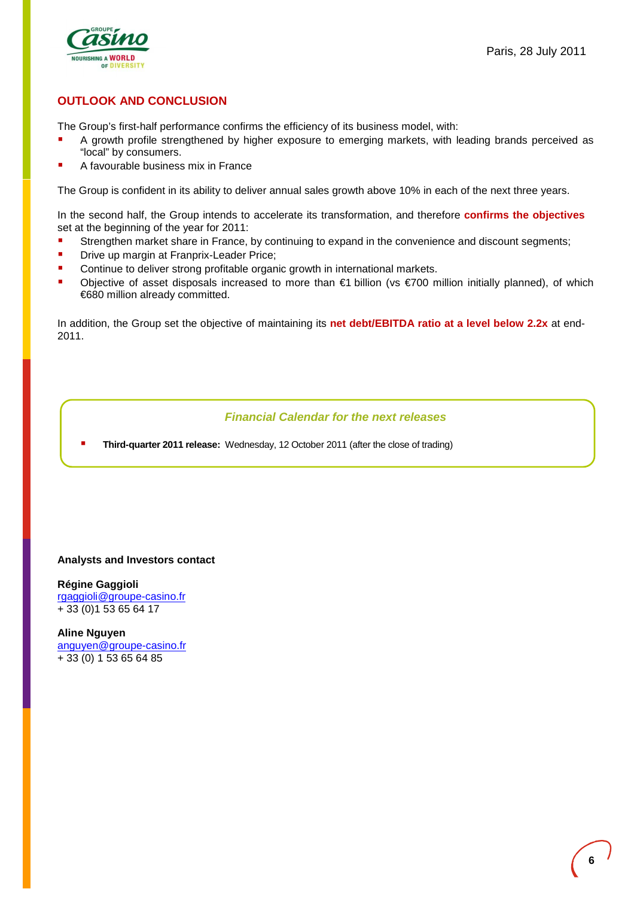Paris, 28 July 2011

## OUTLOOK AND CONCLUSION

The Group's first-half performance confirms the efficiency of its business model, with:

- A growth profile strengthened by higher exposure to emerging markets, with leading brands perceived as "local" by consumers.
- A favourable business mix in France

The Group is confident in its ability to deliver annual sales growth above 10% in each of the next three years.

In the second half, the Group intends to accelerate its transformation, and therefore **confirms the objectives** set at the beginning of the year for 2011:

- Strengthen market share in France, by continuing to expand in the convenience and discount segments;
- Drive up margin at Franprix-Leader Price;
- Continue to deliver strong profitable organic growth in international markets.
- Objective of asset disposals increased to more than €1 billion (vs €700 million initially planned), of which €680 million already committed.

In addition, the Group set the objective of maintaining its **net debt/EBITDA ratio at a level below 2.2x** at end-2011.

*Financial Calendar for the next releases*

- **Third-quarter 2011 release:** Wednesday, 12 October 2011 (after the close of trading)

**Analysts and Investors contact**

**Régine Gaggioli**
rgaggioli@groupe-casino.fr
+ 33 (0)1 53 65 64 17

**Aline Nguyen**
anguyen@groupe-casino.fr
+ 33 (0) 1 53 65 64 85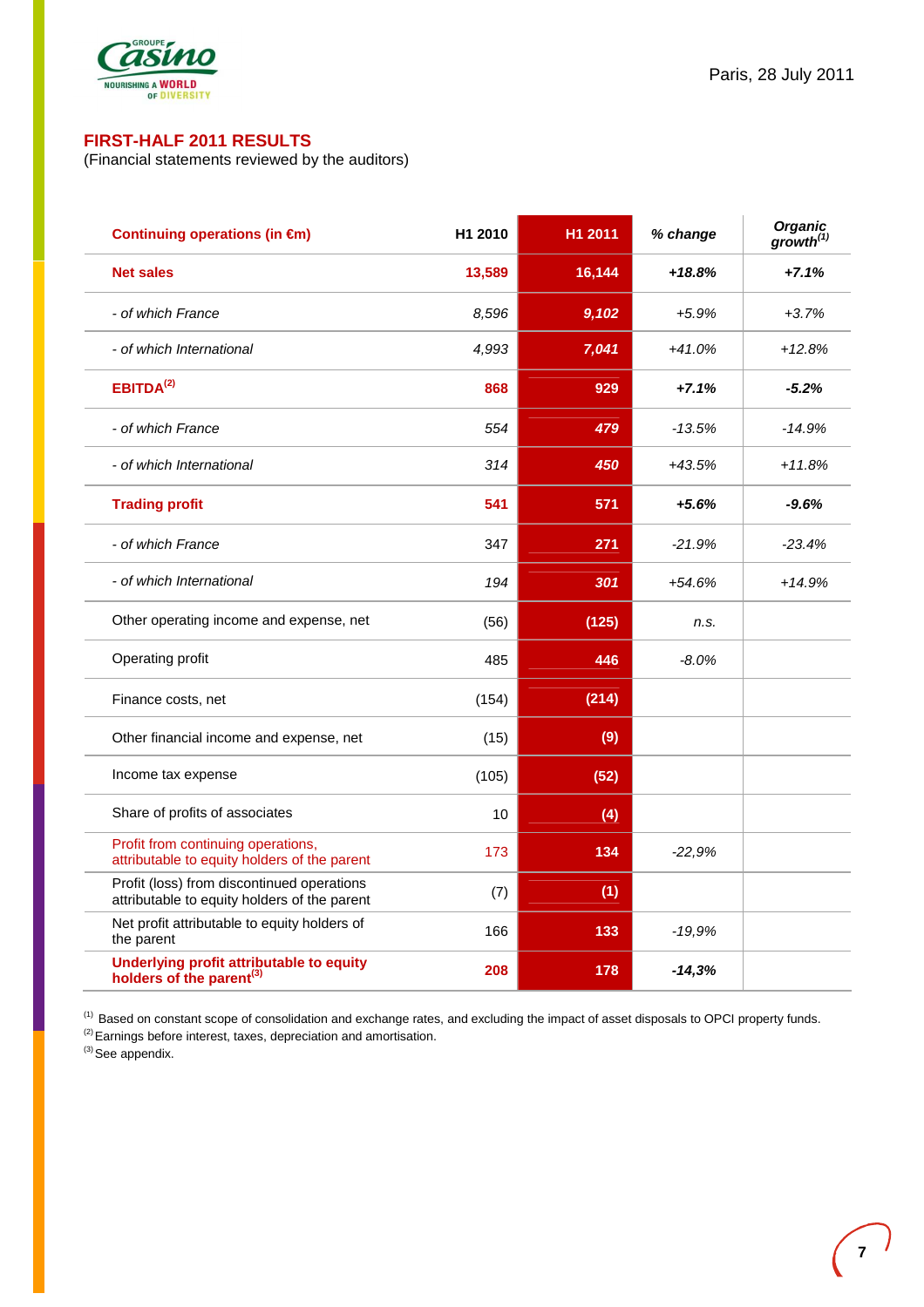Paris, 28 July 2011

## FIRST-HALF 2011 RESULTS

(Financial statements reviewed by the auditors)

| Continuing operations (in €m) | H1 2010 | H1 2011 | % change | Organic growth[1] |
|---|---|---|---|---|
| **Net sales** | **13,589** | **16,144** | ***+18.8%*** | ***+7.1%*** |
| *- of which France* | *8,596* | ***9,102*** | *+5.9%* | *+3.7%* |
| *- of which International* | *4,993* | ***7,041*** | *+41.0%* | *+12.8%* |
| **EBITDA[2]** | **868** | **929** | ***+7.1%*** | ***-5.2%*** |
| *- of which France* | *554* | ***479*** | *-13.5%* | *-14.9%* |
| *- of which International* | *314* | ***450*** | *+43.5%* | *+11.8%* |
| **Trading profit** | **541** | **571** | ***+5.6%*** | ***-9.6%*** |
| *- of which France* | 347 | **271** | *-21.9%* | *-23.4%* |
| *- of which International* | *194* | ***301*** | *+54.6%* | *+14.9%* |
| Other operating income and expense, net | (56) | **(125)** | *n.s.* | |
| Operating profit | 485 | **446** | *-8.0%* | |
| Finance costs, net | (154) | **(214)** | | |
| Other financial income and expense, net | (15) | **(9)** | | |
| Income tax expense | (105) | **(52)** | | |
| Share of profits of associates | 10 | **(4)** | | |
| Profit from continuing operations, attributable to equity holders of the parent | 173 | **134** | *-22,9%* | |
| Profit (loss) from discontinued operations attributable to equity holders of the parent | (7) | **(1)** | | |
| Net profit attributable to equity holders of the parent | 166 | **133** | *-19,9%* | |
| **Underlying profit attributable to equity holders of the parent[3]** | **208** | **178** | ***-14,3%*** | |

[1] Based on constant scope of consolidation and exchange rates, and excluding the impact of asset disposals to OPCI property funds.
[2] Earnings before interest, taxes, depreciation and amortisation.
[3] See appendix.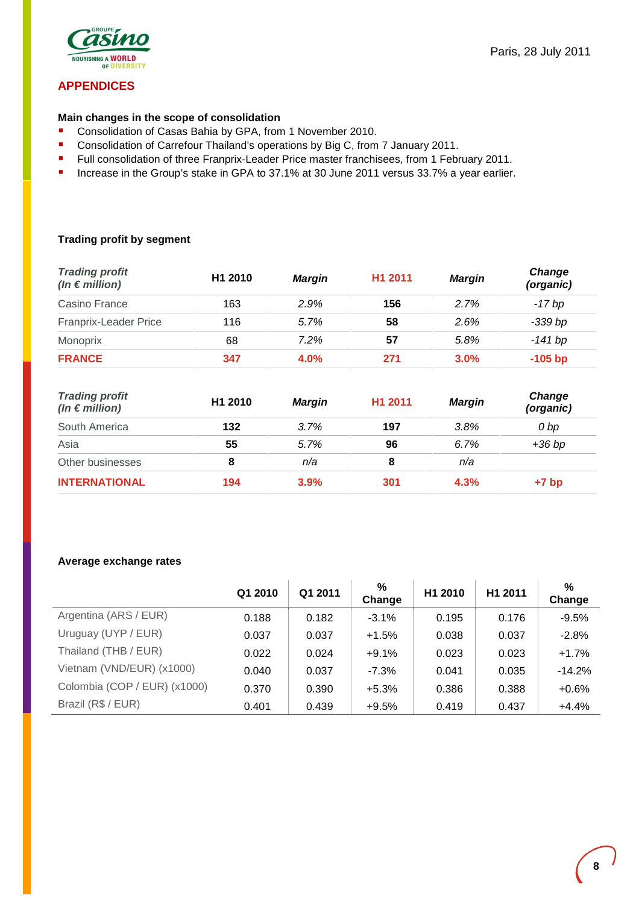Paris, 28 July 2011

## APPENDICES

**Main changes in the scope of consolidation**

- Consolidation of Casas Bahia by GPA, from 1 November 2010.
- Consolidation of Carrefour Thailand's operations by Big C, from 7 January 2011.
- Full consolidation of three Franprix-Leader Price master franchisees, from 1 February 2011.
- Increase in the Group's stake in GPA to 37.1% at 30 June 2011 versus 33.7% a year earlier.

**Trading profit by segment**

| *Trading profit (In € million)* | H1 2010 | *Margin* | H1 2011 | *Margin* | *Change (organic)* |
|---|---|---|---|---|---|
| Casino France | 163 | *2.9%* | **156** | *2.7%* | *-17 bp* |
| Franprix-Leader Price | 116 | *5.7%* | **58** | *2.6%* | *-339 bp* |
| Monoprix | 68 | *7.2%* | **57** | *5.8%* | *-141 bp* |
| **FRANCE** | **347** | **4.0%** | **271** | **3.0%** | **-105 bp** |

| *Trading profit (In € million)* | H1 2010 | *Margin* | H1 2011 | *Margin* | *Change (organic)* |
|---|---|---|---|---|---|
| South America | **132** | *3.7%* | **197** | *3.8%* | *0 bp* |
| Asia | **55** | *5.7%* | **96** | *6.7%* | *+36 bp* |
| Other businesses | **8** | *n/a* | **8** | *n/a* | |
| **INTERNATIONAL** | **194** | **3.9%** | **301** | **4.3%** | **+7 bp** |

**Average exchange rates**

| | Q1 2010 | Q1 2011 | % Change | H1 2010 | H1 2011 | % Change |
|---|---|---|---|---|---|---|
| Argentina (ARS / EUR) | 0.188 | 0.182 | -3.1% | 0.195 | 0.176 | -9.5% |
| Uruguay (UYP / EUR) | 0.037 | 0.037 | +1.5% | 0.038 | 0.037 | -2.8% |
| Thailand (THB / EUR) | 0.022 | 0.024 | +9.1% | 0.023 | 0.023 | +1.7% |
| Vietnam (VND/EUR) (x1000) | 0.040 | 0.037 | -7.3% | 0.041 | 0.035 | -14.2% |
| Colombia (COP / EUR) (x1000) | 0.370 | 0.390 | +5.3% | 0.386 | 0.388 | +0.6% |
| Brazil (R$ / EUR) | 0.401 | 0.439 | +9.5% | 0.419 | 0.437 | +4.4% |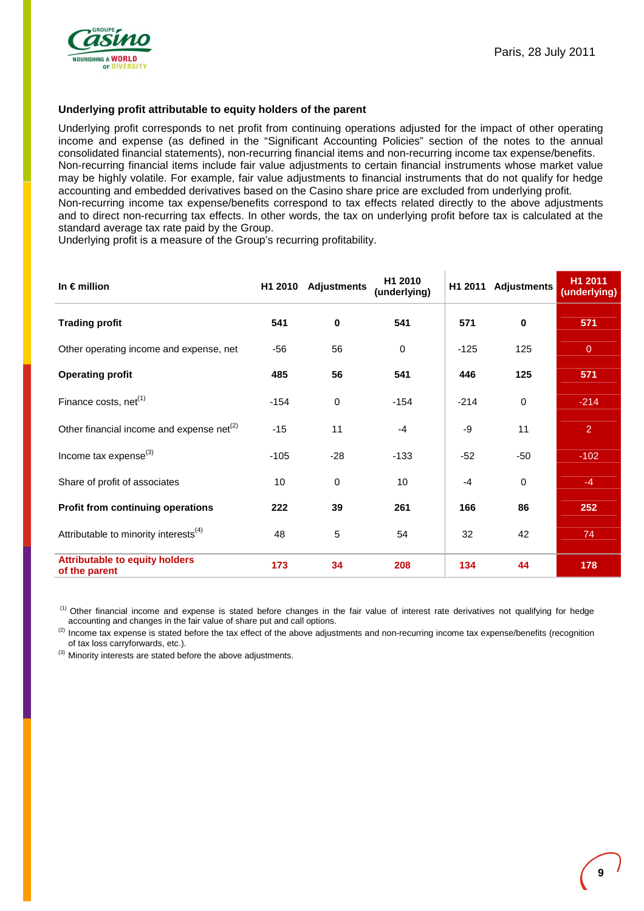Paris, 28 July 2011

**Underlying profit attributable to equity holders of the parent**

Underlying profit corresponds to net profit from continuing operations adjusted for the impact of other operating income and expense (as defined in the "Significant Accounting Policies" section of the notes to the annual consolidated financial statements), non-recurring financial items and non-recurring income tax expense/benefits.
Non-recurring financial items include fair value adjustments to certain financial instruments whose market value may be highly volatile. For example, fair value adjustments to financial instruments that do not qualify for hedge accounting and embedded derivatives based on the Casino share price are excluded from underlying profit.
Non-recurring income tax expense/benefits correspond to tax effects related directly to the above adjustments and to direct non-recurring tax effects. In other words, the tax on underlying profit before tax is calculated at the standard average tax rate paid by the Group.
Underlying profit is a measure of the Group's recurring profitability.

| In € million | H1 2010 | Adjustments | H1 2010 (underlying) | H1 2011 | Adjustments | H1 2011 (underlying) |
|---|---|---|---|---|---|---|
| **Trading profit** | **541** | **0** | **541** | **571** | **0** | **571** |
| Other operating income and expense, net | -56 | 56 | 0 | -125 | 125 | 0 |
| **Operating profit** | **485** | **56** | **541** | **446** | **125** | **571** |
| Finance costs, net[1] | -154 | 0 | -154 | -214 | 0 | -214 |
| Other financial income and expense net[2] | -15 | 11 | -4 | -9 | 11 | 2 |
| Income tax expense[3] | -105 | -28 | -133 | -52 | -50 | -102 |
| Share of profit of associates | 10 | 0 | 10 | -4 | 0 | -4 |
| **Profit from continuing operations** | **222** | **39** | **261** | **166** | **86** | **252** |
| Attributable to minority interests[4] | 48 | 5 | 54 | 32 | 42 | 74 |
| **Attributable to equity holders of the parent** | **173** | **34** | **208** | **134** | **44** | **178** |

[1] Other financial income and expense is stated before changes in the fair value of interest rate derivatives not qualifying for hedge accounting and changes in the fair value of share put and call options.

[2] Income tax expense is stated before the tax effect of the above adjustments and non-recurring income tax expense/benefits (recognition of tax loss carryforwards, etc.).

[3] Minority interests are stated before the above adjustments.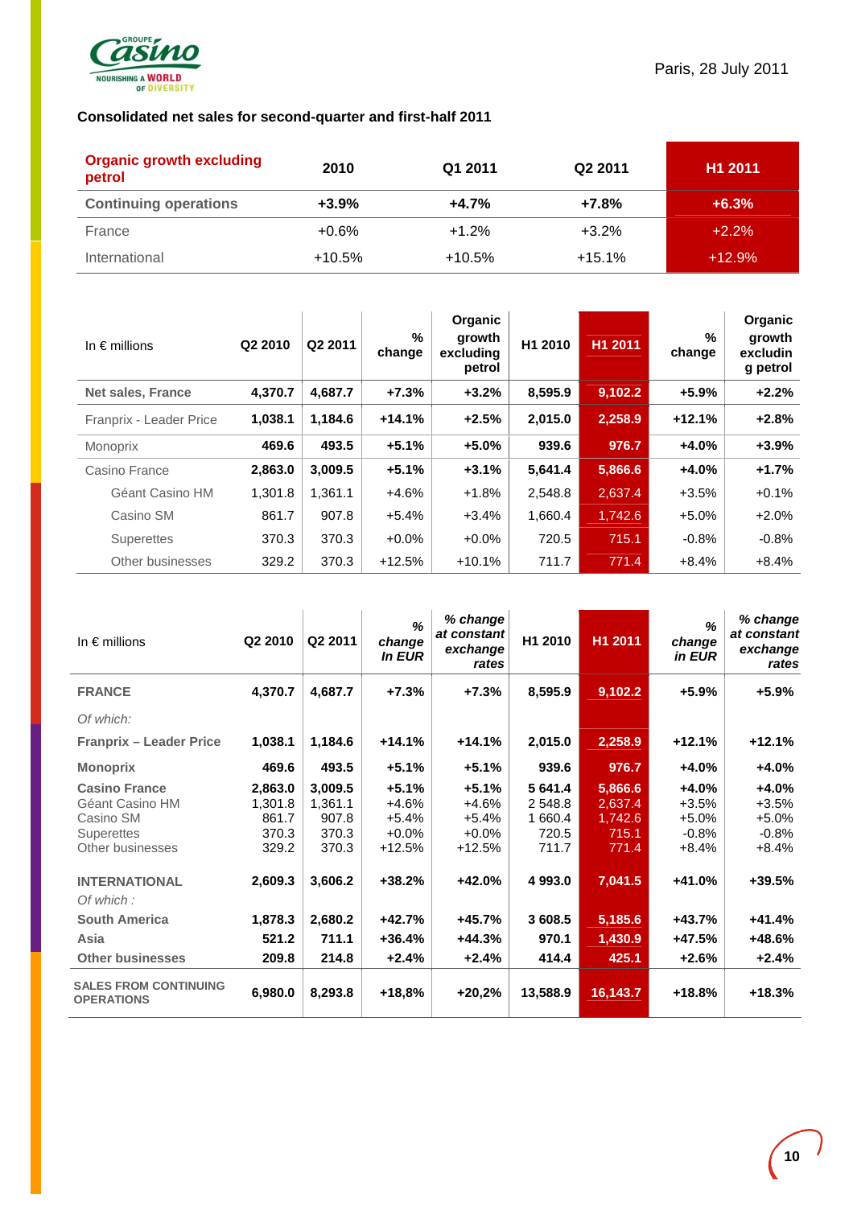Paris, 28 July 2011

**Consolidated net sales for second-quarter and first-half 2011**

| Organic growth excluding petrol | 2010 | Q1 2011 | Q2 2011 | H1 2011 |
|---|---|---|---|---|
| **Continuing operations** | **+3.9%** | **+4.7%** | **+7.8%** | **+6.3%** |
| France | +0.6% | +1.2% | +3.2% | +2.2% |
| International | +10.5% | +10.5% | +15.1% | +12.9% |

| In € millions | Q2 2010 | Q2 2011 | % change | Organic growth excluding petrol | H1 2010 | H1 2011 | % change | Organic growth excluding petrol |
|---|---|---|---|---|---|---|---|---|
| **Net sales, France** | **4,370.7** | **4,687.7** | **+7.3%** | **+3.2%** | **8,595.9** | **9,102.2** | **+5.9%** | **+2.2%** |
| Franprix - Leader Price | **1,038.1** | **1,184.6** | **+14.1%** | **+2.5%** | **2,015.0** | **2,258.9** | **+12.1%** | **+2.8%** |
| Monoprix | **469.6** | **493.5** | **+5.1%** | **+5.0%** | **939.6** | **976.7** | **+4.0%** | **+3.9%** |
| Casino France | **2,863.0** | **3,009.5** | **+5.1%** | **+3.1%** | **5,641.4** | **5,866.6** | **+4.0%** | **+1.7%** |
| Géant Casino HM | 1,301.8 | 1,361.1 | +4.6% | +1.8% | 2,548.8 | 2,637.4 | +3.5% | +0.1% |
| Casino SM | 861.7 | 907.8 | +5.4% | +3.4% | 1,660.4 | 1,742.6 | +5.0% | +2.0% |
| Superettes | 370.3 | 370.3 | +0.0% | +0.0% | 720.5 | 715.1 | -0.8% | -0.8% |
| Other businesses | 329.2 | 370.3 | +12.5% | +10.1% | 711.7 | 771.4 | +8.4% | +8.4% |

| In € millions | Q2 2010 | Q2 2011 | % change In EUR | % change at constant exchange rates | H1 2010 | H1 2011 | % change in EUR | % change at constant exchange rates |
|---|---|---|---|---|---|---|---|---|
| **FRANCE** | **4,370.7** | **4,687.7** | **+7.3%** | **+7.3%** | **8,595.9** | **9,102.2** | **+5.9%** | **+5.9%** |
| *Of which:* | | | | | | | | |
| **Franprix – Leader Price** | **1,038.1** | **1,184.6** | **+14.1%** | **+14.1%** | **2,015.0** | **2,258.9** | **+12.1%** | **+12.1%** |
| **Monoprix** | **469.6** | **493.5** | **+5.1%** | **+5.1%** | **939.6** | **976.7** | **+4.0%** | **+4.0%** |
| **Casino France** | **2,863.0** | **3,009.5** | **+5.1%** | **+5.1%** | **5 641.4** | **5,866.6** | **+4.0%** | **+4.0%** |
| Géant Casino HM | 1,301.8 | 1,361.1 | +4.6% | +4.6% | 2 548.8 | 2,637.4 | +3.5% | +3.5% |
| Casino SM | 861.7 | 907.8 | +5.4% | +5.4% | 1 660.4 | 1,742.6 | +5.0% | +5.0% |
| Superettes | 370.3 | 370.3 | +0.0% | +0.0% | 720.5 | 715.1 | -0.8% | -0.8% |
| Other businesses | 329.2 | 370.3 | +12.5% | +12.5% | 711.7 | 771.4 | +8.4% | +8.4% |
| **INTERNATIONAL** | **2,609.3** | **3,606.2** | **+38.2%** | **+42.0%** | **4 993.0** | **7,041.5** | **+41.0%** | **+39.5%** |
| *Of which :* | | | | | | | | |
| **South America** | **1,878.3** | **2,680.2** | **+42.7%** | **+45.7%** | **3 608.5** | **5,185.6** | **+43.7%** | **+41.4%** |
| **Asia** | **521.2** | **711.1** | **+36.4%** | **+44.3%** | **970.1** | **1,430.9** | **+47.5%** | **+48.6%** |
| **Other businesses** | **209.8** | **214.8** | **+2.4%** | **+2.4%** | **414.4** | **425.1** | **+2.6%** | **+2.4%** |
| **SALES FROM CONTINUING OPERATIONS** | **6,980.0** | **8,293.8** | **+18,8%** | **+20,2%** | **13,588.9** | **16,143.7** | **+18.8%** | **+18.3%** |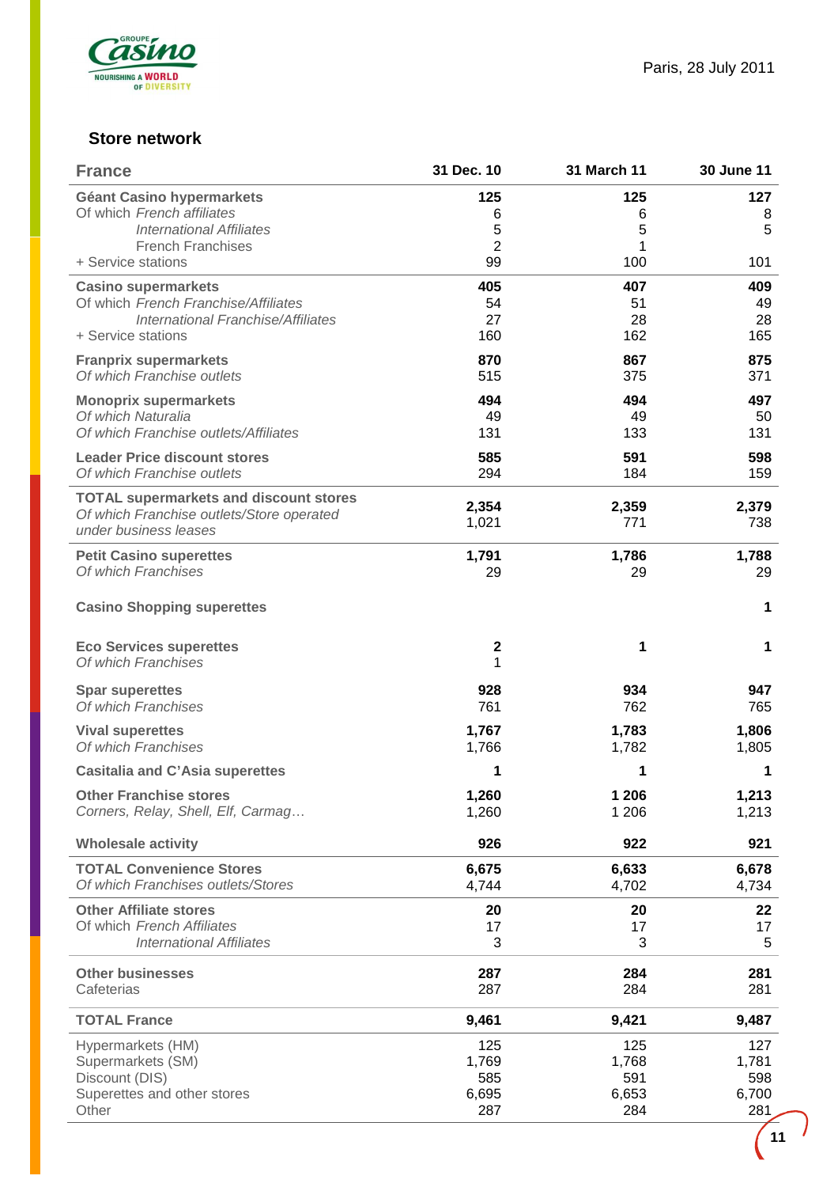## Store network

| France | 31 Dec. 10 | 31 March 11 | 30 June 11 |
|---|---|---|---|
| **Géant Casino hypermarkets** | **125** | **125** | **127** |
| Of which *French affiliates* | 6 | 6 | 8 |
| *International Affiliates* | 5 | 5 | 5 |
| French Franchises | 2 | 1 | |
| + Service stations | 99 | 100 | 101 |
| **Casino supermarkets** | **405** | **407** | **409** |
| Of which *French Franchise/Affiliates* | 54 | 51 | 49 |
| *International Franchise/Affiliates* | 27 | 28 | 28 |
| + Service stations | 160 | 162 | 165 |
| **Franprix supermarkets** | **870** | **867** | **875** |
| *Of which Franchise outlets* | 515 | 375 | 371 |
| **Monoprix supermarkets** | **494** | **494** | **497** |
| *Of which Naturalia* | 49 | 49 | 50 |
| *Of which Franchise outlets/Affiliates* | 131 | 133 | 131 |
| **Leader Price discount stores** | **585** | **591** | **598** |
| *Of which Franchise outlets* | 294 | 184 | 159 |
| **TOTAL supermarkets and discount stores** | **2,354** | **2,359** | **2,379** |
| *Of which Franchise outlets/Store operated under business leases* | 1,021 | 771 | 738 |
| **Petit Casino superettes** | **1,791** | **1,786** | **1,788** |
| *Of which Franchises* | 29 | 29 | 29 |
| **Casino Shopping superettes** | | | **1** |
| **Eco Services superettes** | **2** | **1** | **1** |
| *Of which Franchises* | 1 | | |
| **Spar superettes** | **928** | **934** | **947** |
| *Of which Franchises* | 761 | 762 | 765 |
| **Vival superettes** | **1,767** | **1,783** | **1,806** |
| *Of which Franchises* | 1,766 | 1,782 | 1,805 |
| **Casitalia and C'Asia superettes** | **1** | **1** | **1** |
| **Other Franchise stores** | **1,260** | **1 206** | **1,213** |
| *Corners, Relay, Shell, Elf, Carmag…* | 1,260 | 1 206 | 1,213 |
| **Wholesale activity** | **926** | **922** | **921** |
| **TOTAL Convenience Stores** | **6,675** | **6,633** | **6,678** |
| *Of which Franchises outlets/Stores* | 4,744 | 4,702 | 4,734 |
| **Other Affiliate stores** | **20** | **20** | **22** |
| Of which *French Affiliates* | 17 | 17 | 17 |
| *International Affiliates* | 3 | 3 | 5 |
| **Other businesses** | **287** | **284** | **281** |
| Cafeterias | 287 | 284 | 281 |
| **TOTAL France** | **9,461** | **9,421** | **9,487** |
| Hypermarkets (HM) | 125 | 125 | 127 |
| Supermarkets (SM) | 1,769 | 1,768 | 1,781 |
| Discount (DIS) | 585 | 591 | 598 |
| Superettes and other stores | 6,695 | 6,653 | 6,700 |
| Other | 287 | 284 | 281 |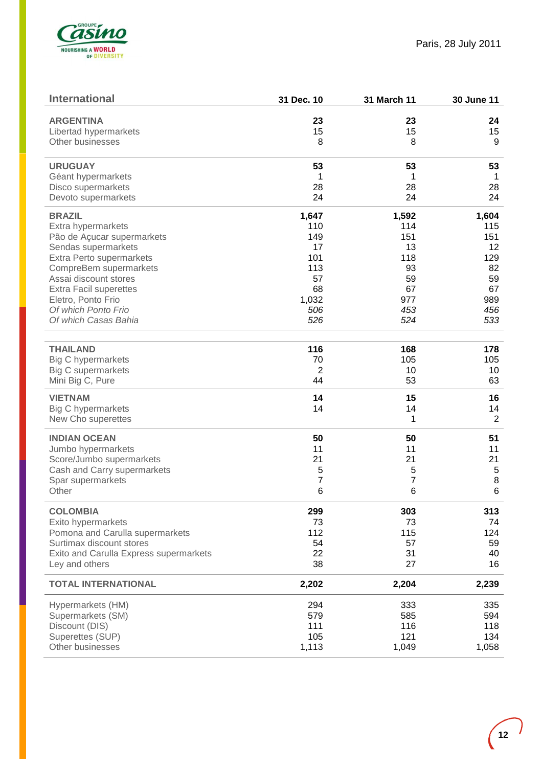Paris, 28 July 2011

| International | 31 Dec. 10 | 31 March 11 | 30 June 11 |
|---|---|---|---|
| **ARGENTINA** | **23** | **23** | **24** |
| Libertad hypermarkets | 15 | 15 | 15 |
| Other businesses | 8 | 8 | 9 |
| **URUGUAY** | **53** | **53** | **53** |
| Géant hypermarkets | 1 | 1 | 1 |
| Disco supermarkets | 28 | 28 | 28 |
| Devoto supermarkets | 24 | 24 | 24 |
| **BRAZIL** | **1,647** | **1,592** | **1,604** |
| Extra hypermarkets | 110 | 114 | 115 |
| Pão de Açucar supermarkets | 149 | 151 | 151 |
| Sendas supermarkets | 17 | 13 | 12 |
| Extra Perto supermarkets | 101 | 118 | 129 |
| CompreBem supermarkets | 113 | 93 | 82 |
| Assai discount stores | 57 | 59 | 59 |
| Extra Facil superettes | 68 | 67 | 67 |
| Eletro, Ponto Frio | 1,032 | 977 | 989 |
| *Of which Ponto Frio* | *506* | *453* | *456* |
| *Of which Casas Bahia* | *526* | *524* | *533* |
| **THAILAND** | **116** | **168** | **178** |
| Big C hypermarkets | 70 | 105 | 105 |
| Big C supermarkets | 2 | 10 | 10 |
| Mini Big C, Pure | 44 | 53 | 63 |
| **VIETNAM** | **14** | **15** | **16** |
| Big C hypermarkets | 14 | 14 | 14 |
| New Cho superettes | | 1 | 2 |
| **INDIAN OCEAN** | **50** | **50** | **51** |
| Jumbo hypermarkets | 11 | 11 | 11 |
| Score/Jumbo supermarkets | 21 | 21 | 21 |
| Cash and Carry supermarkets | 5 | 5 | 5 |
| Spar supermarkets | 7 | 7 | 8 |
| Other | 6 | 6 | 6 |
| **COLOMBIA** | **299** | **303** | **313** |
| Exito hypermarkets | 73 | 73 | 74 |
| Pomona and Carulla supermarkets | 112 | 115 | 124 |
| Surtimax discount stores | 54 | 57 | 59 |
| Exito and Carulla Express supermarkets | 22 | 31 | 40 |
| Ley and others | 38 | 27 | 16 |
| **TOTAL INTERNATIONAL** | **2,202** | **2,204** | **2,239** |
| Hypermarkets (HM) | 294 | 333 | 335 |
| Supermarkets (SM) | 579 | 585 | 594 |
| Discount (DIS) | 111 | 116 | 118 |
| Superettes (SUP) | 105 | 121 | 134 |
| Other businesses | 1,113 | 1,049 | 1,058 |